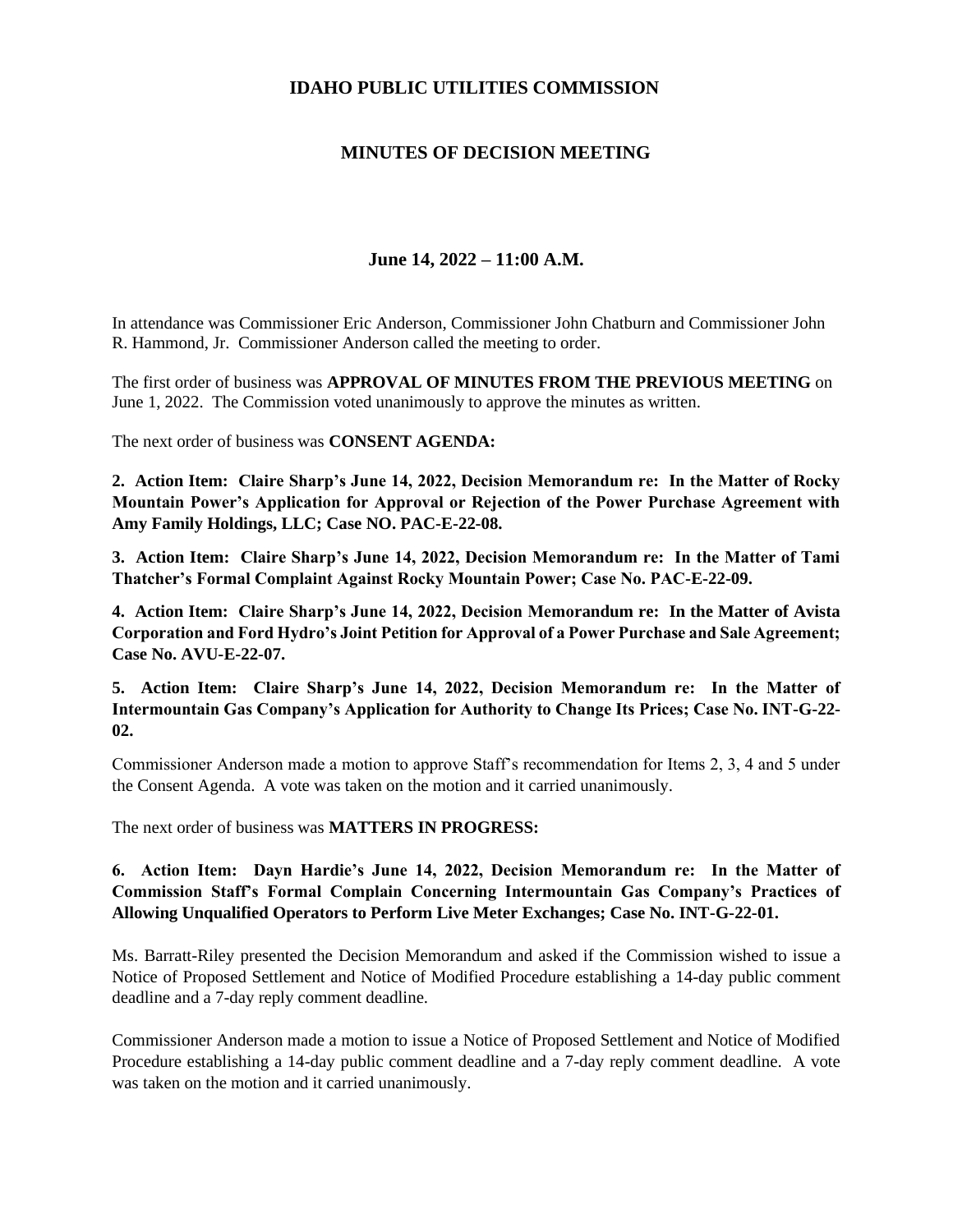# IDAHO PUBLIC UTILITIES COMMISSION

## MINUTES OF DECISION MEETING

### June 14, 2022 – 11:00 A.M.

In attendance was Commissioner Eric Anderson, Commissioner John Chatburn and Commissioner John R. Hammond, Jr. Commissioner Anderson called the meeting to order.

The first order of business was **APPROVAL OF MINUTES FROM THE PREVIOUS MEETING** on June 1, 2022. The Commission voted unanimously to approve the minutes as written.

The next order of business was **CONSENT AGENDA:**

**2. Action Item: Claire Sharp's June 14, 2022, Decision Memorandum re: In the Matter of Rocky Mountain Power's Application for Approval or Rejection of the Power Purchase Agreement with Amy Family Holdings, LLC; Case NO. PAC-E-22-08.**

**3. Action Item: Claire Sharp's June 14, 2022, Decision Memorandum re: In the Matter of Tami Thatcher's Formal Complaint Against Rocky Mountain Power; Case No. PAC-E-22-09.**

**4. Action Item: Claire Sharp's June 14, 2022, Decision Memorandum re: In the Matter of Avista Corporation and Ford Hydro's Joint Petition for Approval of a Power Purchase and Sale Agreement; Case No. AVU-E-22-07.**

**5. Action Item: Claire Sharp's June 14, 2022, Decision Memorandum re: In the Matter of Intermountain Gas Company's Application for Authority to Change Its Prices; Case No. INT-G-22-02.**

Commissioner Anderson made a motion to approve Staff's recommendation for Items 2, 3, 4 and 5 under the Consent Agenda. A vote was taken on the motion and it carried unanimously.

The next order of business was **MATTERS IN PROGRESS:**

**6. Action Item: Dayn Hardie's June 14, 2022, Decision Memorandum re: In the Matter of Commission Staff's Formal Complain Concerning Intermountain Gas Company's Practices of Allowing Unqualified Operators to Perform Live Meter Exchanges; Case No. INT-G-22-01.**

Ms. Barratt-Riley presented the Decision Memorandum and asked if the Commission wished to issue a Notice of Proposed Settlement and Notice of Modified Procedure establishing a 14-day public comment deadline and a 7-day reply comment deadline.

Commissioner Anderson made a motion to issue a Notice of Proposed Settlement and Notice of Modified Procedure establishing a 14-day public comment deadline and a 7-day reply comment deadline. A vote was taken on the motion and it carried unanimously.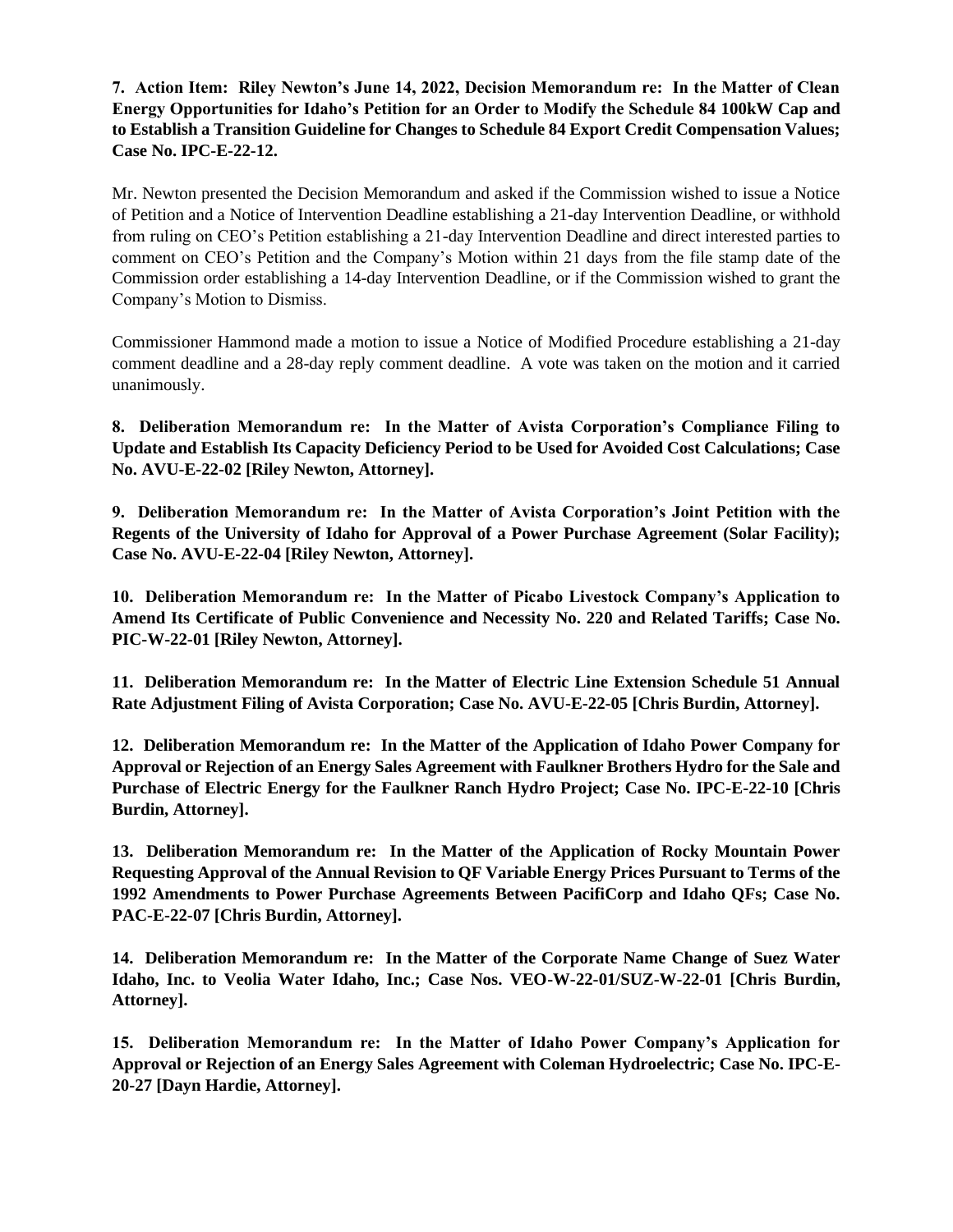**7. Action Item: Riley Newton's June 14, 2022, Decision Memorandum re: In the Matter of Clean Energy Opportunities for Idaho's Petition for an Order to Modify the Schedule 84 100kW Cap and to Establish a Transition Guideline for Changes to Schedule 84 Export Credit Compensation Values; Case No. IPC-E-22-12.**

Mr. Newton presented the Decision Memorandum and asked if the Commission wished to issue a Notice of Petition and a Notice of Intervention Deadline establishing a 21-day Intervention Deadline, or withhold from ruling on CEO's Petition establishing a 21-day Intervention Deadline and direct interested parties to comment on CEO's Petition and the Company's Motion within 21 days from the file stamp date of the Commission order establishing a 14-day Intervention Deadline, or if the Commission wished to grant the Company's Motion to Dismiss.

Commissioner Hammond made a motion to issue a Notice of Modified Procedure establishing a 21-day comment deadline and a 28-day reply comment deadline. A vote was taken on the motion and it carried unanimously.

**8. Deliberation Memorandum re: In the Matter of Avista Corporation's Compliance Filing to Update and Establish Its Capacity Deficiency Period to be Used for Avoided Cost Calculations; Case No. AVU-E-22-02 [Riley Newton, Attorney].**

**9. Deliberation Memorandum re: In the Matter of Avista Corporation's Joint Petition with the Regents of the University of Idaho for Approval of a Power Purchase Agreement (Solar Facility); Case No. AVU-E-22-04 [Riley Newton, Attorney].**

**10. Deliberation Memorandum re: In the Matter of Picabo Livestock Company's Application to Amend Its Certificate of Public Convenience and Necessity No. 220 and Related Tariffs; Case No. PIC-W-22-01 [Riley Newton, Attorney].**

**11. Deliberation Memorandum re: In the Matter of Electric Line Extension Schedule 51 Annual Rate Adjustment Filing of Avista Corporation; Case No. AVU-E-22-05 [Chris Burdin, Attorney].**

**12. Deliberation Memorandum re: In the Matter of the Application of Idaho Power Company for Approval or Rejection of an Energy Sales Agreement with Faulkner Brothers Hydro for the Sale and Purchase of Electric Energy for the Faulkner Ranch Hydro Project; Case No. IPC-E-22-10 [Chris Burdin, Attorney].**

**13. Deliberation Memorandum re: In the Matter of the Application of Rocky Mountain Power Requesting Approval of the Annual Revision to QF Variable Energy Prices Pursuant to Terms of the 1992 Amendments to Power Purchase Agreements Between PacifiCorp and Idaho QFs; Case No. PAC-E-22-07 [Chris Burdin, Attorney].**

**14. Deliberation Memorandum re: In the Matter of the Corporate Name Change of Suez Water Idaho, Inc. to Veolia Water Idaho, Inc.; Case Nos. VEO-W-22-01/SUZ-W-22-01 [Chris Burdin, Attorney].**

**15. Deliberation Memorandum re: In the Matter of Idaho Power Company's Application for Approval or Rejection of an Energy Sales Agreement with Coleman Hydroelectric; Case No. IPC-E-20-27 [Dayn Hardie, Attorney].**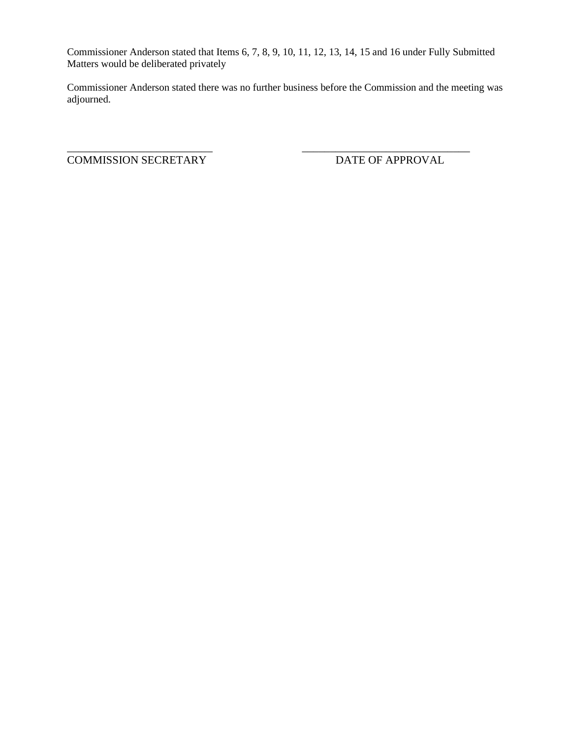Commissioner Anderson stated that Items 6, 7, 8, 9, 10, 11, 12, 13, 14, 15 and 16 under Fully Submitted Matters would be deliberated privately

Commissioner Anderson stated there was no further business before the Commission and the meeting was adjourned.

| | |
|---|---|
| ___________________________ | _______________________________ |
| COMMISSION SECRETARY | DATE OF APPROVAL |